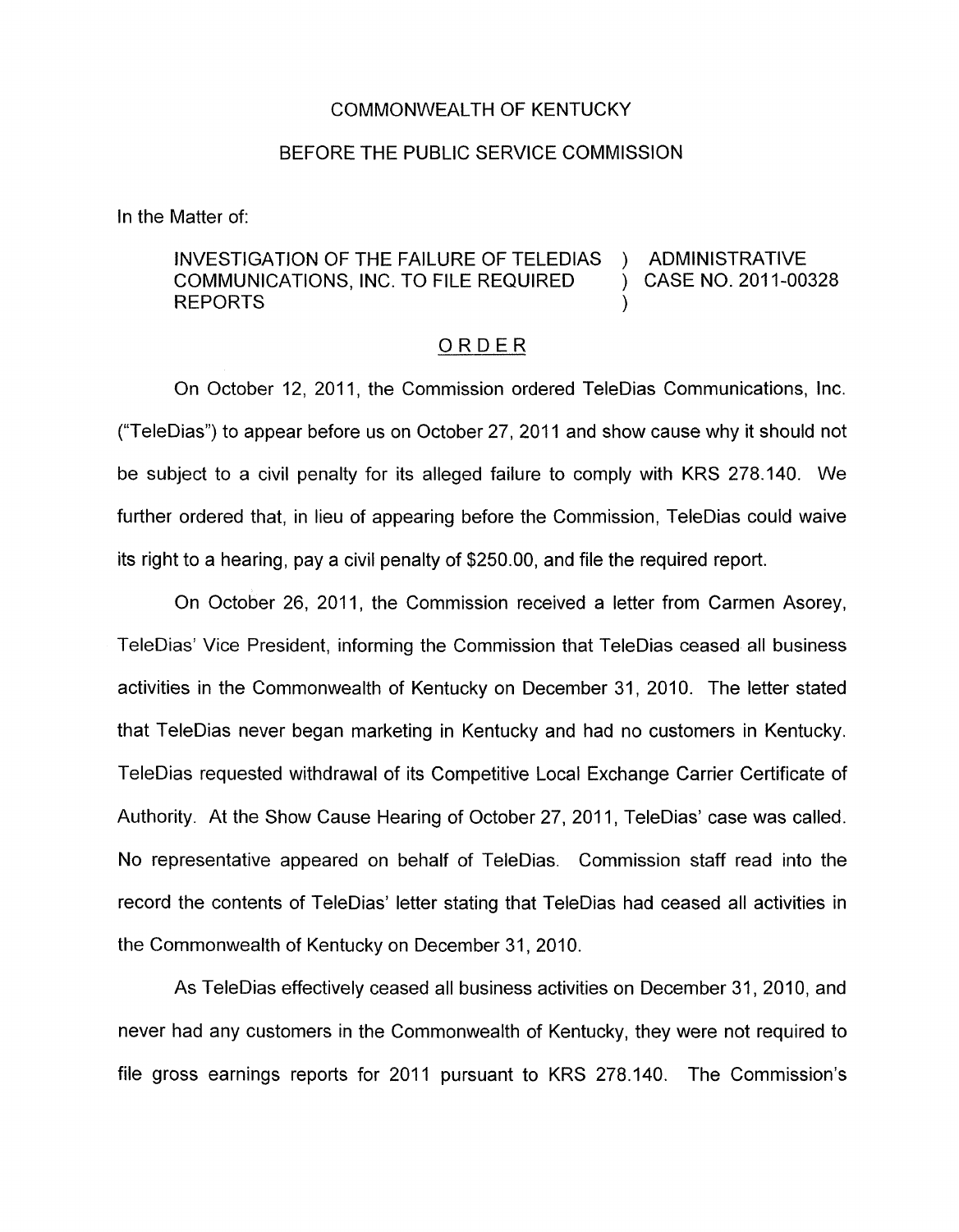COMMONWEALTH OF KENTUCKY

BEFORE THE PUBLIC SERVICE COMMISSION

In the Matter of:

| | | |
|---|---|---|
| INVESTIGATION OF THE FAILURE OF TELEDIAS COMMUNICATIONS, INC. TO FILE REQUIRED REPORTS | ) ) ) | ADMINISTRATIVE CASE NO. 2011-00328 |

## ORDER

On October 12, 2011, the Commission ordered TeleDias Communications, Inc. ("TeleDias") to appear before us on October 27, 2011 and show cause why it should not be subject to a civil penalty for its alleged failure to comply with KRS 278.140. We further ordered that, in lieu of appearing before the Commission, TeleDias could waive its right to a hearing, pay a civil penalty of $250.00, and file the required report.

On October 26, 2011, the Commission received a letter from Carmen Asorey, TeleDias' Vice President, informing the Commission that TeleDias ceased all business activities in the Commonwealth of Kentucky on December 31, 2010. The letter stated that TeleDias never began marketing in Kentucky and had no customers in Kentucky. TeleDias requested withdrawal of its Competitive Local Exchange Carrier Certificate of Authority. At the Show Cause Hearing of October 27, 2011, TeleDias' case was called. No representative appeared on behalf of TeleDias. Commission staff read into the record the contents of TeleDias' letter stating that TeleDias had ceased all activities in the Commonwealth of Kentucky on December 31, 2010.

As TeleDias effectively ceased all business activities on December 31, 2010, and never had any customers in the Commonwealth of Kentucky, they were not required to file gross earnings reports for 2011 pursuant to KRS 278.140. The Commission's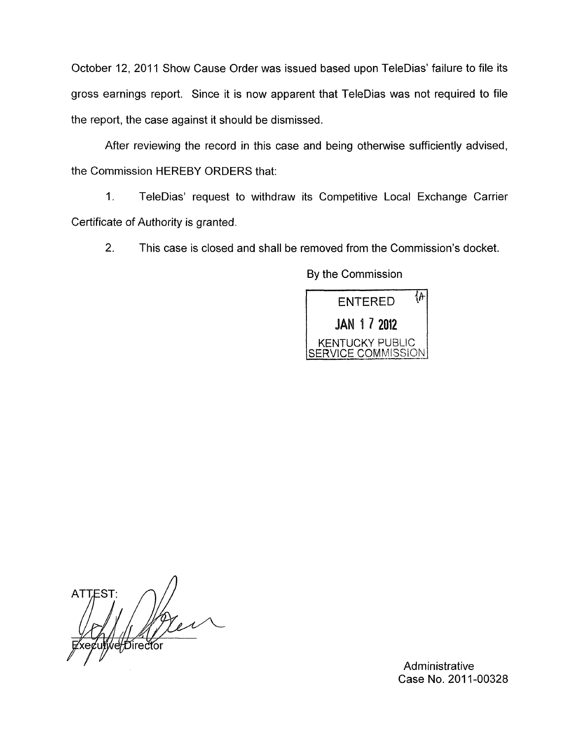October 12, 2011 Show Cause Order was issued based upon TeleDias' failure to file its gross earnings report. Since it is now apparent that TeleDias was not required to file the report, the case against it should be dismissed.

After reviewing the record in this case and being otherwise sufficiently advised, the Commission HEREBY ORDERS that:

1. TeleDias' request to withdraw its Competitive Local Exchange Carrier Certificate of Authority is granted.

2. This case is closed and shall be removed from the Commission's docket.

By the Commission

ENTERED
JAN 17 2012
KENTUCKY PUBLIC SERVICE COMMISSION

ATTEST:

Executive Director

Administrative
Case No. 2011-00328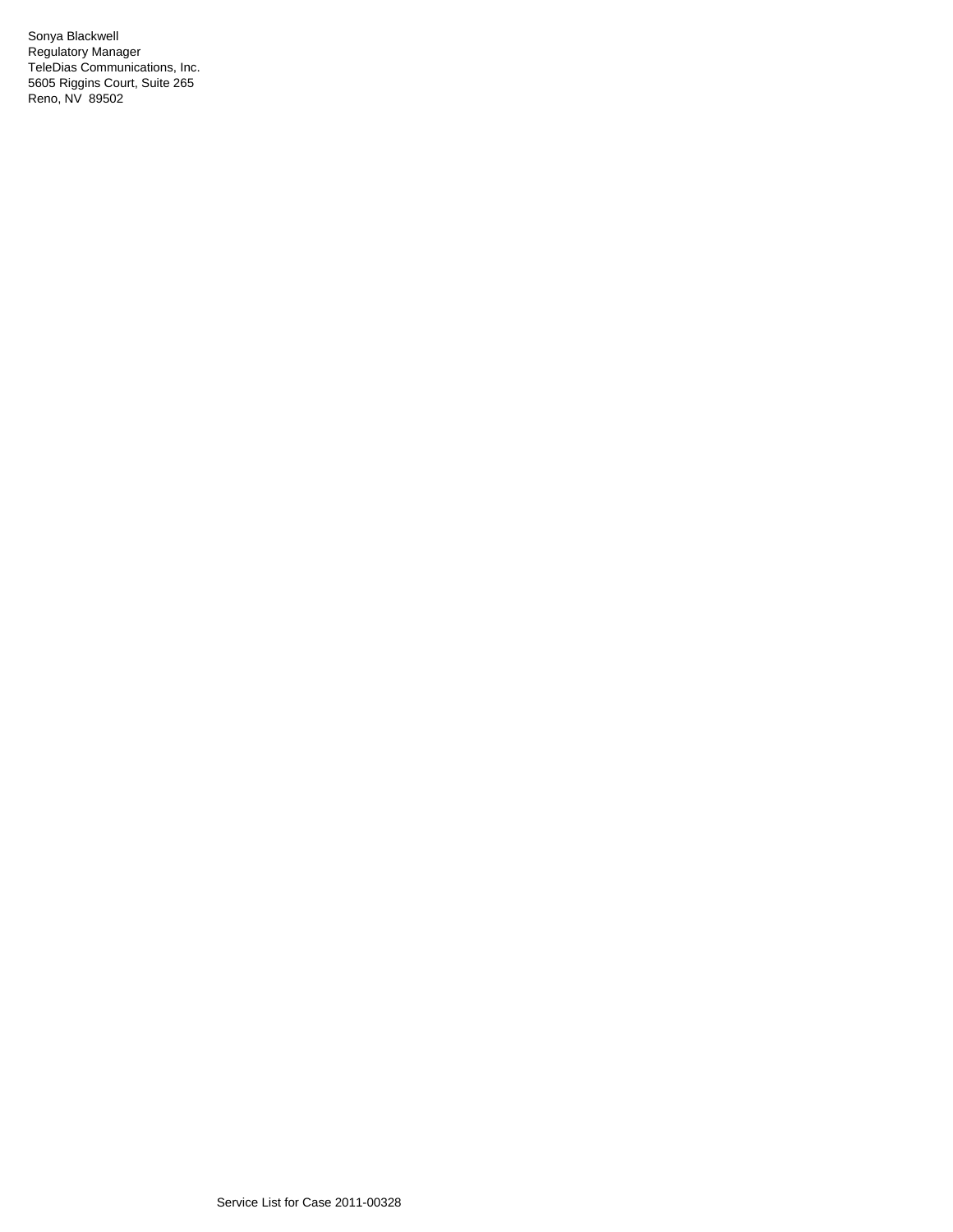Sonya Blackwell
Regulatory Manager
TeleDias Communications, Inc.
5605 Riggins Court, Suite 265
Reno, NV  89502